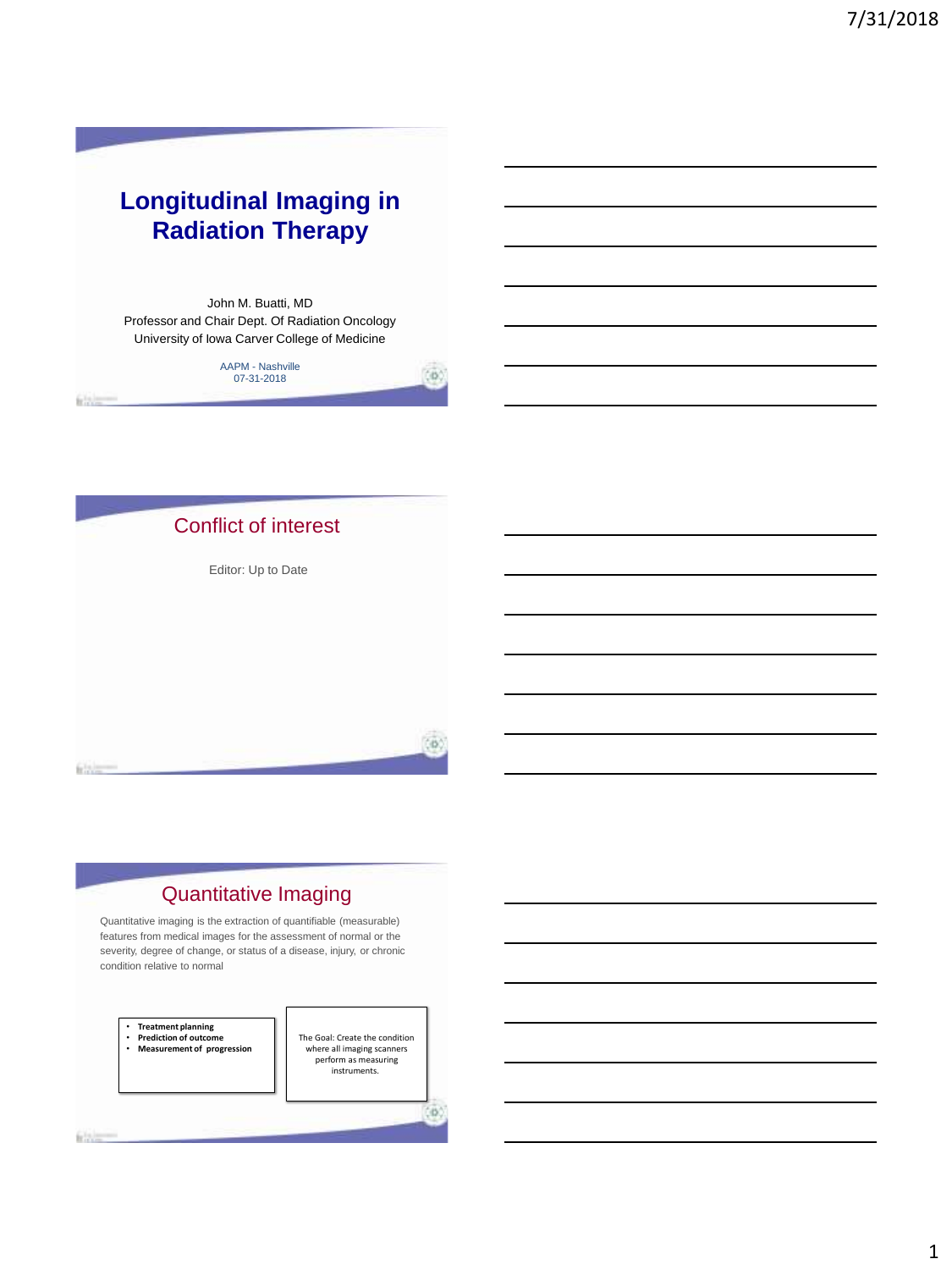# Longitudinal Imaging in Radiation Therapy

John M. Buatti, MD
Professor and Chair Dept. Of Radiation Oncology
University of Iowa Carver College of Medicine

AAPM - Nashville
07-31-2018

## Conflict of interest

Editor: Up to Date

## Quantitative Imaging

Quantitative imaging is the extraction of quantifiable (measurable) features from medical images for the assessment of normal or the severity, degree of change, or status of a disease, injury, or chronic condition relative to normal

- **Treatment planning**
- **Prediction of outcome**
- **Measurement of progression**

The Goal: Create the condition where all imaging scanners perform as measuring instruments.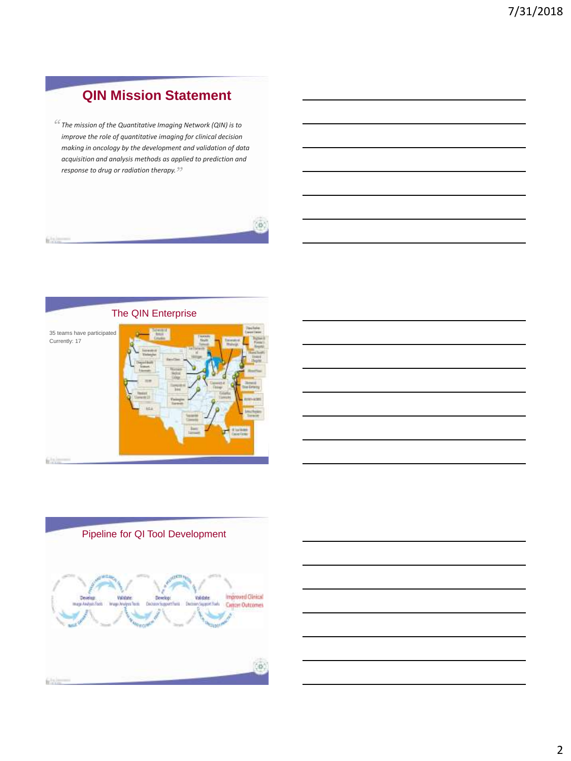## QIN Mission Statement

*"The mission of the Quantitative Imaging Network (QIN) is to improve the role of quantitative imaging for clinical decision making in oncology by the development and validation of data acquisition and analysis methods as applied to prediction and response to drug or radiation therapy."*

## The QIN Enterprise

35 teams have participated
Currently: 17

## Pipeline for QI Tool Development

Develop: Image Analysis Tools → Validate: Image Analysis Tools → Develop: Decision Support Tools → Validate: Decision Support Tools → Improved Clinical Cancer Outcomes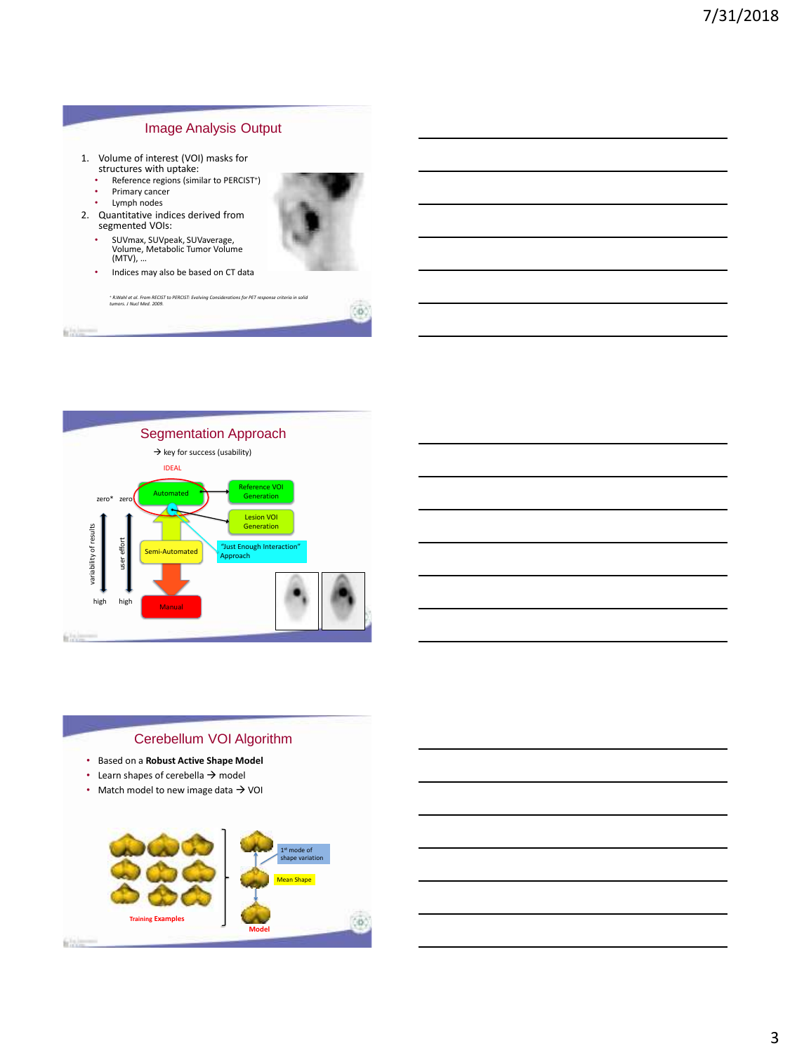## Image Analysis Output

1. Volume of interest (VOI) masks for structures with uptake:
   - Reference regions (similar to PERCIST⁺)
   - Primary cancer
   - Lymph nodes
2. Quantitative indices derived from segmented VOIs:
   - SUVmax, SUVpeak, SUVaverage, Volume, Metabolic Tumor Volume (MTV), …
   - Indices may also be based on CT data

⁺ R.Wahl et al. From RECIST to PERCIST: Evolving Considerations for PET response criteria in solid tumors. J Nucl Med. 2009.

## Segmentation Approach

→ key for success (usability)

IDEAL

zero* zero

Automated

Reference VOI Generation

Lesion VOI Generation

Semi-Automated

"Just Enough Interaction" Approach

variability of results

user effort

high high

Manual

## Cerebellum VOI Algorithm

- Based on a **Robust Active Shape Model**
- Learn shapes of cerebella → model
- Match model to new image data → VOI

1st mode of shape variation

Mean Shape

Training Examples

Model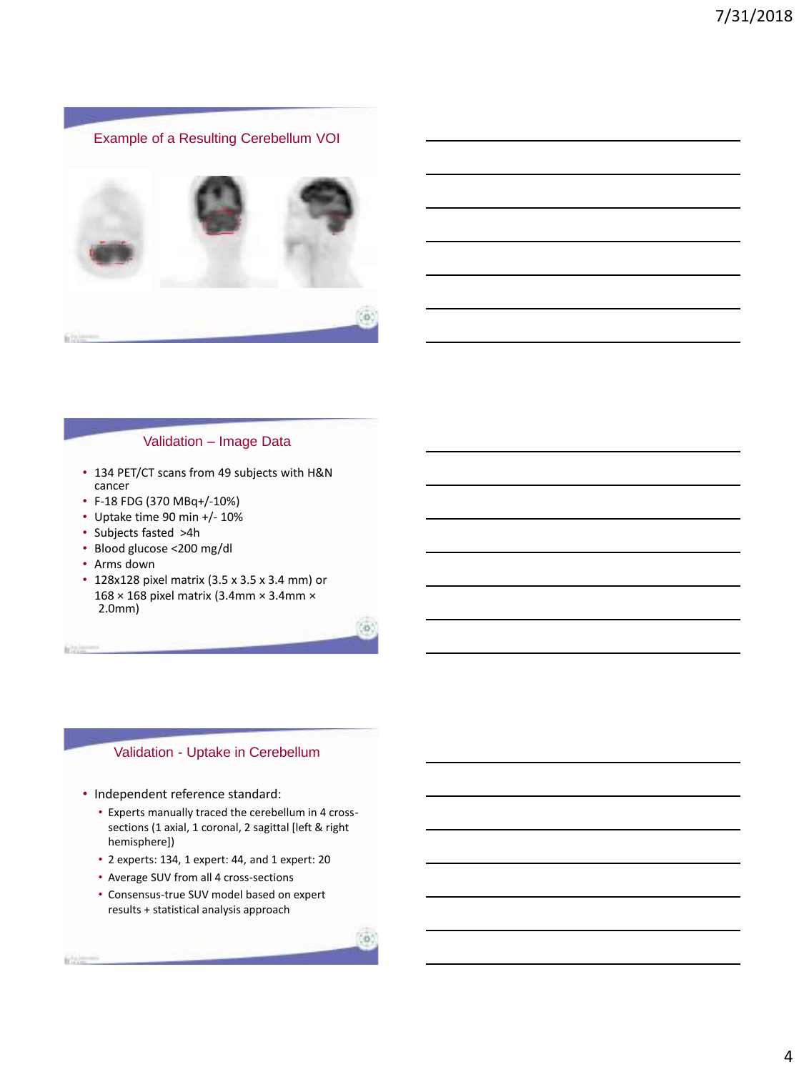## Example of a Resulting Cerebellum VOI

## Validation – Image Data

- 134 PET/CT scans from 49 subjects with H&N cancer
- F-18 FDG (370 MBq+/-10%)
- Uptake time 90 min +/- 10%
- Subjects fasted >4h
- Blood glucose <200 mg/dl
- Arms down
- 128x128 pixel matrix (3.5 x 3.5 x 3.4 mm) or 168 × 168 pixel matrix (3.4mm × 3.4mm × 2.0mm)

## Validation - Uptake in Cerebellum

- Independent reference standard:
  - Experts manually traced the cerebellum in 4 cross-sections (1 axial, 1 coronal, 2 sagittal [left & right hemisphere])
  - 2 experts: 134, 1 expert: 44, and 1 expert: 20
  - Average SUV from all 4 cross-sections
  - Consensus-true SUV model based on expert results + statistical analysis approach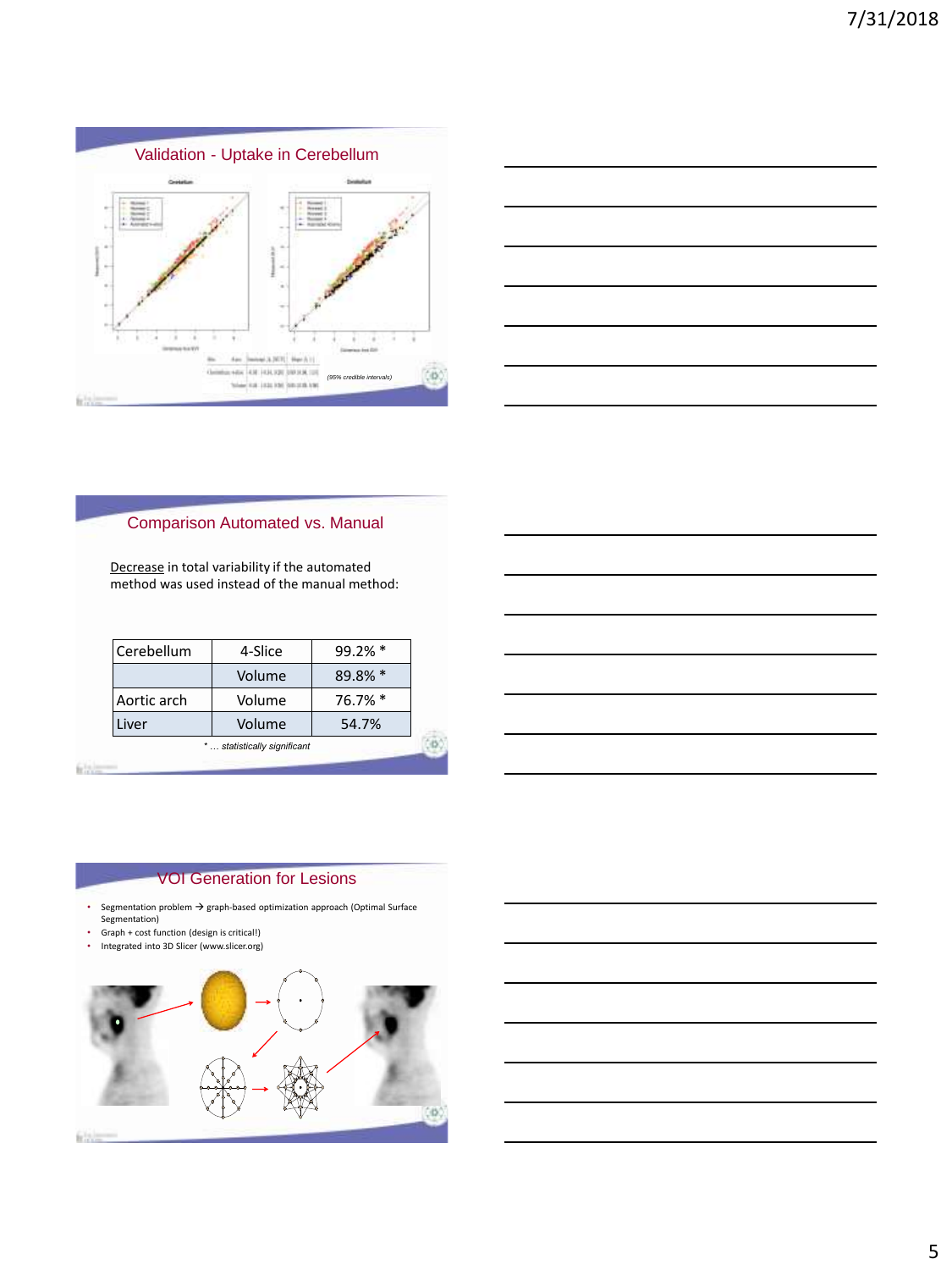## Validation - Uptake in Cerebellum

(95% credible intervals)

## Comparison Automated vs. Manual

Decrease in total variability if the automated method was used instead of the manual method:

| Cerebellum | 4-Slice | 99.2% * |
|---|---|---|
| | Volume | 89.8% * |
| Aortic arch | Volume | 76.7% * |
| Liver | Volume | 54.7% |

* … statistically significant

## VOI Generation for Lesions

- Segmentation problem → graph-based optimization approach (Optimal Surface Segmentation)
- Graph + cost function (design is critical!)
- Integrated into 3D Slicer (www.slicer.org)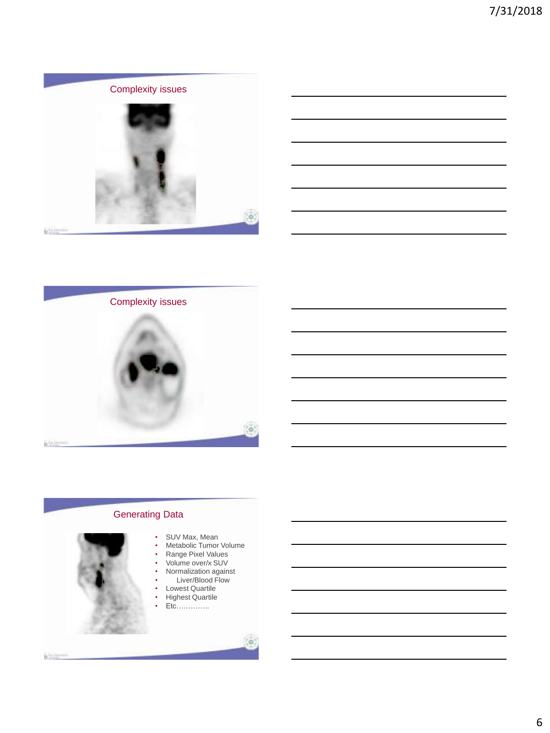## Complexity issues

## Complexity issues

## Generating Data

- SUV Max, Mean
- Metabolic Tumor Volume
- Range Pixel Values
- Volume over/x SUV
- Normalization against
- Liver/Blood Flow
- Lowest Quartile
- Highest Quartile
- Etc…………..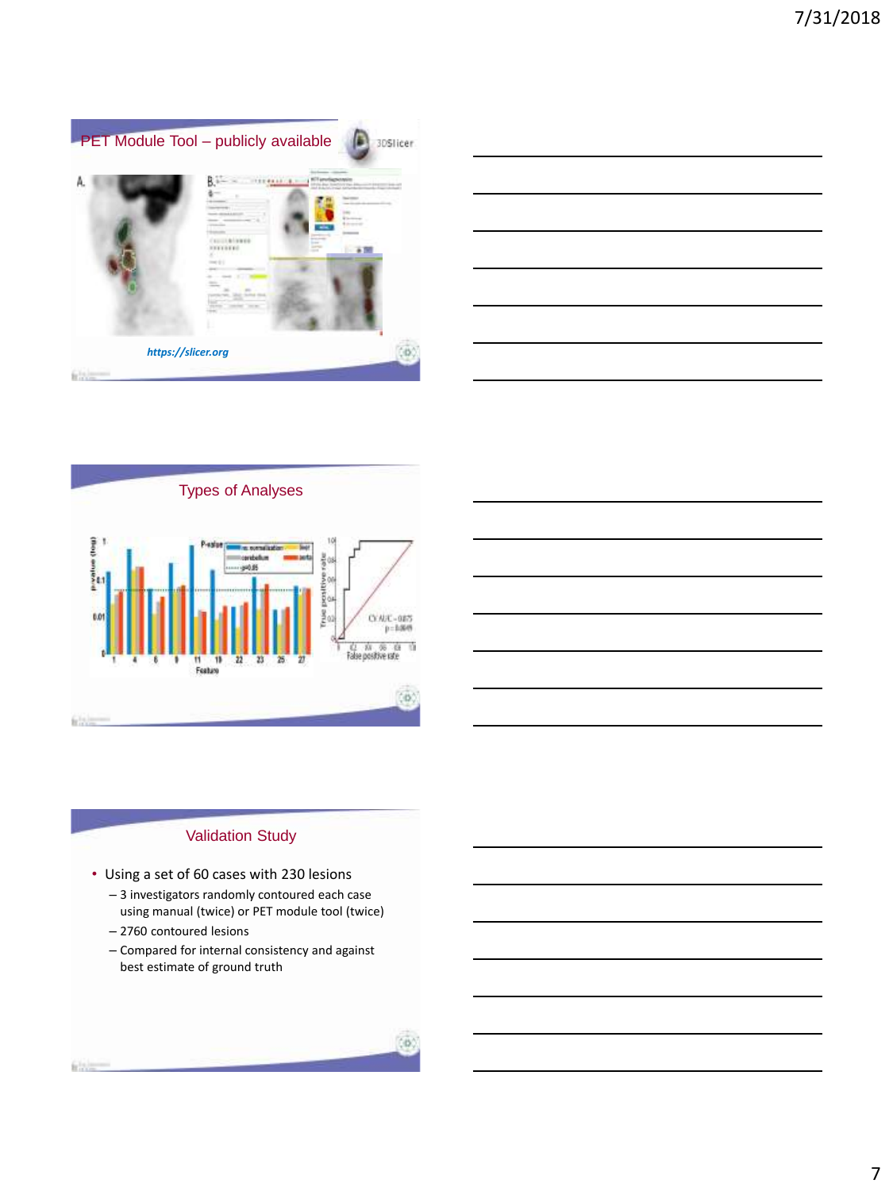## PET Module Tool – publicly available

https://slicer.org

## Types of Analyses

## Validation Study

- Using a set of 60 cases with 230 lesions
  - 3 investigators randomly contoured each case using manual (twice) or PET module tool (twice)
  - 2760 contoured lesions
  - Compared for internal consistency and against best estimate of ground truth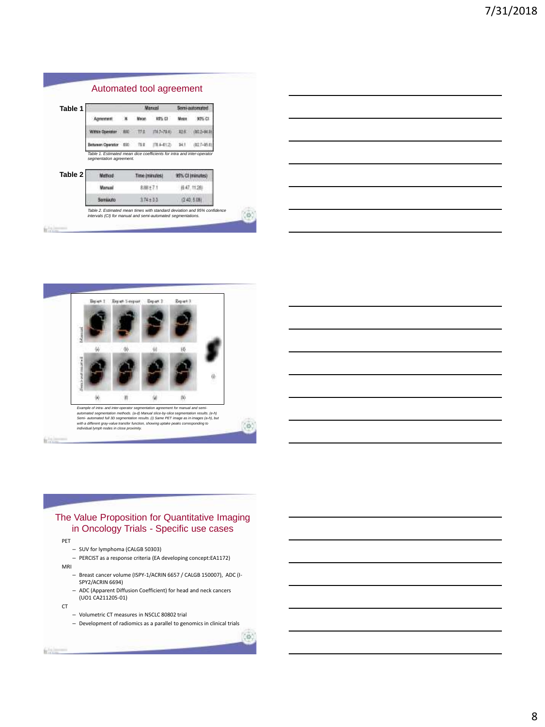## Automated tool agreement

**Table 1**

| | | Manual | | Semi-automated | |
|---|---|---|---|---|---|
| Agreement | N | Mean | 95% CI | Mean | 95% CI |
| Within Operator | 800 | 77.3 | (74.7–79.4) | 82.6 | (80.2–84.8) |
| Between Operator | 800 | 79.8 | (78.4–81.2) | 84.1 | (82.7–85.6) |

*Table 1. Estimated mean dice coefficients for intra and inter-operator segmentation agreement.*

**Table 2**

| Method | Time (minutes) | 95% CI (minutes) |
|---|---|---|
| Manual | 8.88 ± 7.1 | (6.47, 11.28) |
| Semiauto | 3.74 ± 3.3 | (2.40, 5.08) |

*Table 2. Estimated mean times with standard deviation and 95% confidence intervals (CI) for manual and semi-automated segmentations.*

*Example of intra- and inter-operator segmentation agreement for manual and semi-automated segmentation methods. (a-d) Manual slice-by-slice segmentation results. (e-h) Semi- automated full 3D segmentation results. (i) Same PET image as in images (a-h), but with a different gray-value transfer function, showing uptake peaks corresponding to individual lymph nodes in close proximity.*

## The Value Proposition for Quantitative Imaging in Oncology Trials - Specific use cases

- PET
  - SUV for lymphoma (CALGB 50303)
  - PERCIST as a response criteria (EA developing concept:EA1172)
- MRI
  - Breast cancer volume (ISPY-1/ACRIN 6657 / CALGB 150007), ADC (I-SPY2/ACRIN 6694)
  - ADC (Apparent Diffusion Coefficient) for head and neck cancers (UO1 CA211205-01)
- CT
  - Volumetric CT measures in NSCLC 80802 trial
  - Development of radiomics as a parallel to genomics in clinical trials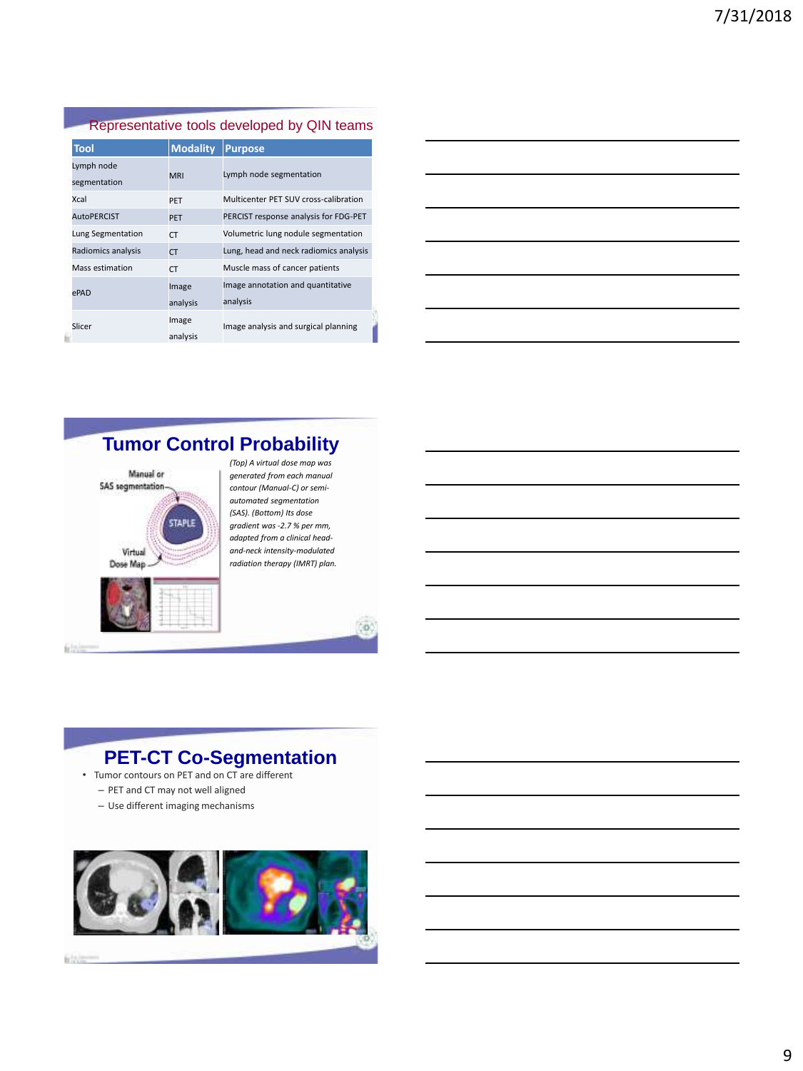## Representative tools developed by QIN teams

| Tool | Modality | Purpose |
|---|---|---|
| Lymph node segmentation | MRI | Lymph node segmentation |
| Xcal | PET | Multicenter PET SUV cross-calibration |
| AutoPERCIST | PET | PERCIST response analysis for FDG-PET |
| Lung Segmentation | CT | Volumetric lung nodule segmentation |
| Radiomics analysis | CT | Lung, head and neck radiomics analysis |
| Mass estimation | CT | Muscle mass of cancer patients |
| ePAD | Image analysis | Image annotation and quantitative analysis |
| Slicer | Image analysis | Image analysis and surgical planning |

## Tumor Control Probability

Manual or SAS segmentation

STAPLE

Virtual Dose Map

*(Top) A virtual dose map was generated from each manual contour (Manual-C) or semi-automated segmentation (SAS). (Bottom) Its dose gradient was -2.7 % per mm, adapted from a clinical head-and-neck intensity-modulated radiation therapy (IMRT) plan.*

## PET-CT Co-Segmentation

- Tumor contours on PET and on CT are different
  - PET and CT may not well aligned
  - Use different imaging mechanisms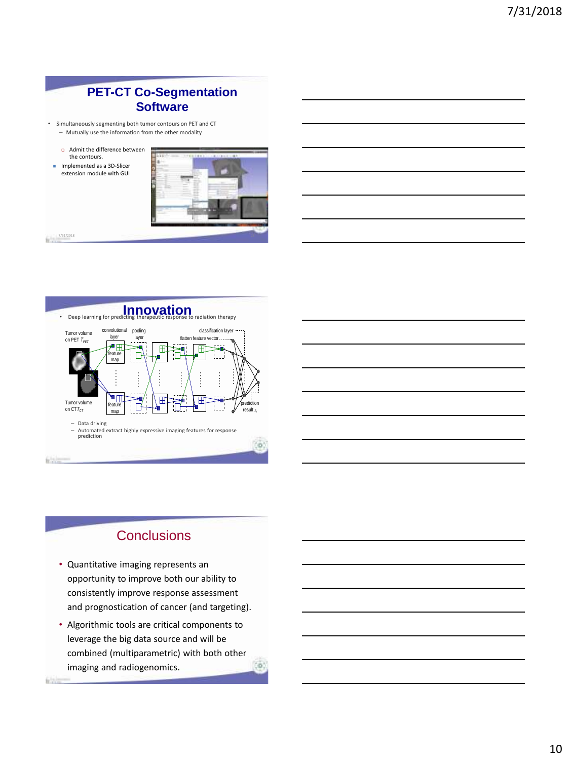## PET-CT Co-Segmentation Software

- Simultaneously segmenting both tumor contours on PET and CT
  - Mutually use the information from the other modality
  - Admit the difference between the contours.
- Implemented as a 3D-Slicer extension module with GUI

## Innovation

- Deep learning for predicting therapeutic response to radiation therapy

Tumor volume on PET $T_{PET}$ | convolutional layer | pooling layer | classification layer | flatten feature vector | feature map | feature map | Tumor volume on CT $T_{CT}$ | prediction result $x_i$

  - Data driving
  - Automated extract highly expressive imaging features for response prediction

## Conclusions

- Quantitative imaging represents an opportunity to improve both our ability to consistently improve response assessment and prognostication of cancer (and targeting).
- Algorithmic tools are critical components to leverage the big data source and will be combined (multiparametric) with both other imaging and radiogenomics.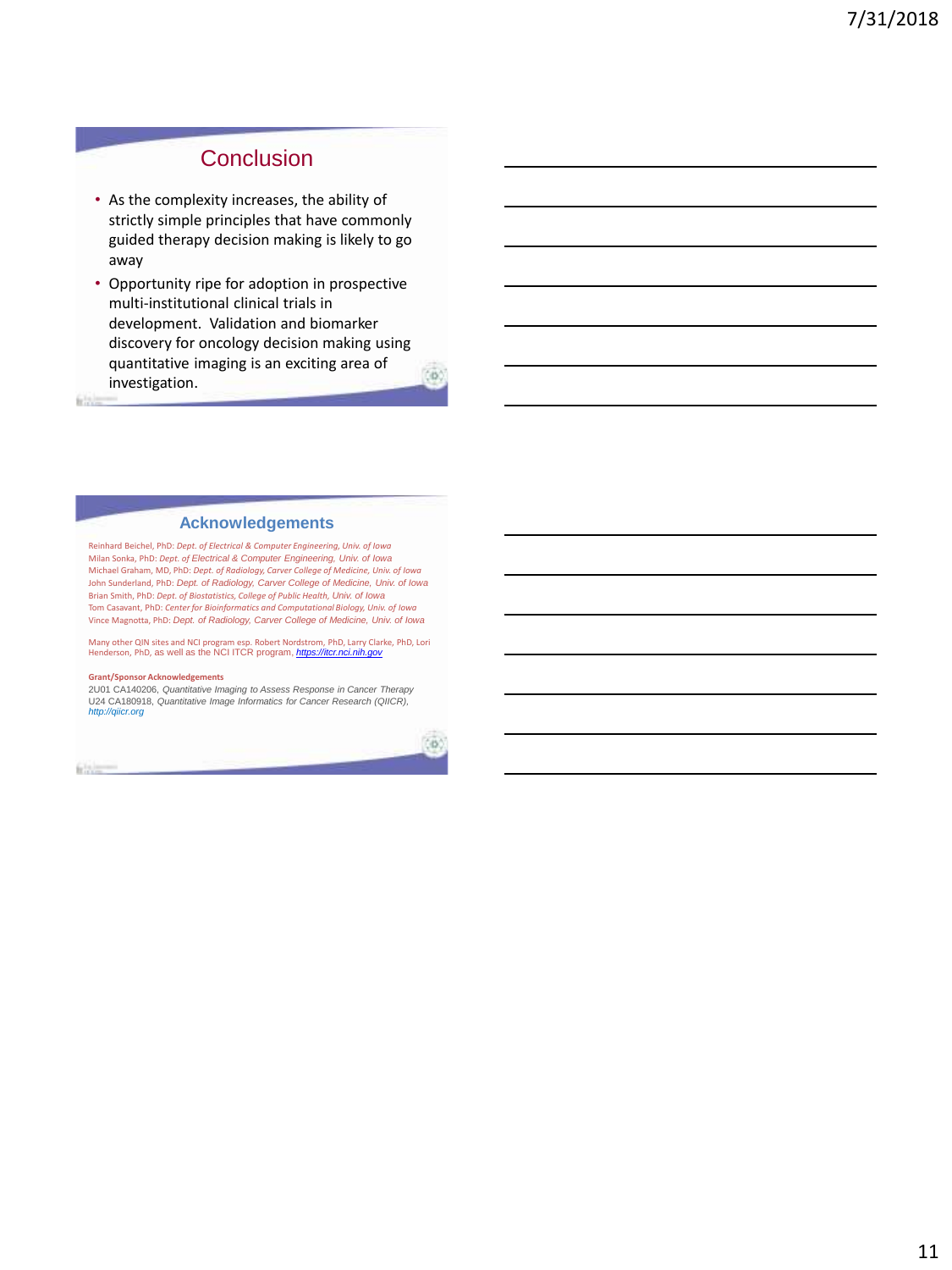## Conclusion

- As the complexity increases, the ability of strictly simple principles that have commonly guided therapy decision making is likely to go away
- Opportunity ripe for adoption in prospective multi-institutional clinical trials in development. Validation and biomarker discovery for oncology decision making using quantitative imaging is an exciting area of investigation.

## Acknowledgements

Reinhard Beichel, PhD: *Dept. of Electrical & Computer Engineering, Univ. of Iowa*
Milan Sonka, PhD: *Dept. of Electrical & Computer Engineering, Univ. of Iowa*
Michael Graham, MD, PhD: *Dept. of Radiology, Carver College of Medicine, Univ. of Iowa*
John Sunderland, PhD: *Dept. of Radiology, Carver College of Medicine, Univ. of Iowa*
Brian Smith, PhD: *Dept. of Biostatistics, College of Public Health, Univ. of Iowa*
Tom Casavant, PhD: *Center for Bioinformatics and Computational Biology, Univ. of Iowa*
Vince Magnotta, PhD: *Dept. of Radiology, Carver College of Medicine, Univ. of Iowa*

Many other QIN sites and NCI program esp. Robert Nordstrom, PhD, Larry Clarke, PhD, Lori Henderson, PhD, as well as the NCI ITCR program, *https://itcr.nci.nih.gov*

**Grant/Sponsor Acknowledgements**
2U01 CA140206, *Quantitative Imaging to Assess Response in Cancer Therapy*
U24 CA180918, *Quantitative Image Informatics for Cancer Research (QIICR)*, *http://qiicr.org*